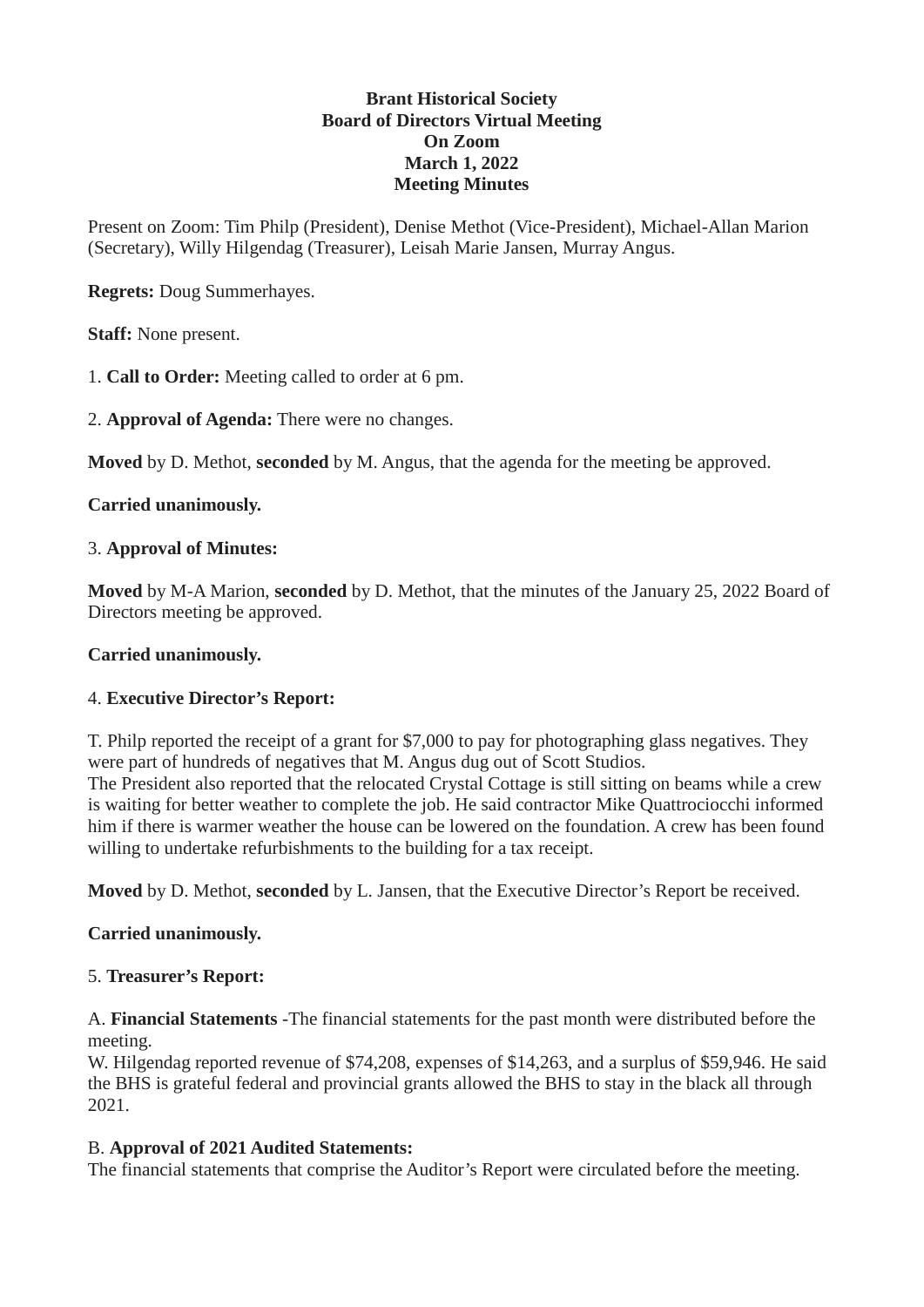**Brant Historical Society**
**Board of Directors Virtual Meeting**
**On Zoom**
**March 1, 2022**
**Meeting Minutes**

Present on Zoom: Tim Philp (President), Denise Methot (Vice-President), Michael-Allan Marion (Secretary), Willy Hilgendag (Treasurer), Leisah Marie Jansen, Murray Angus.

**Regrets:** Doug Summerhayes.

**Staff:** None present.

1. **Call to Order:** Meeting called to order at 6 pm.

2. **Approval of Agenda:** There were no changes.

**Moved** by D. Methot, **seconded** by M. Angus, that the agenda for the meeting be approved.

**Carried unanimously.**

3. **Approval of Minutes:**

**Moved** by M-A Marion, **seconded** by D. Methot, that the minutes of the January 25, 2022 Board of Directors meeting be approved.

**Carried unanimously.**

4. **Executive Director's Report:**

T. Philp reported the receipt of a grant for $7,000 to pay for photographing glass negatives. They were part of hundreds of negatives that M. Angus dug out of Scott Studios.
The President also reported that the relocated Crystal Cottage is still sitting on beams while a crew is waiting for better weather to complete the job. He said contractor Mike Quattrociocchi informed him if there is warmer weather the house can be lowered on the foundation. A crew has been found willing to undertake refurbishments to the building for a tax receipt.

**Moved** by D. Methot, **seconded** by L. Jansen, that the Executive Director's Report be received.

**Carried unanimously.**

5. **Treasurer's Report:**

A. **Financial Statements** -The financial statements for the past month were distributed before the meeting.
W. Hilgendag reported revenue of $74,208, expenses of $14,263, and a surplus of $59,946. He said the BHS is grateful federal and provincial grants allowed the BHS to stay in the black all through 2021.

B. **Approval of 2021 Audited Statements:**
The financial statements that comprise the Auditor's Report were circulated before the meeting.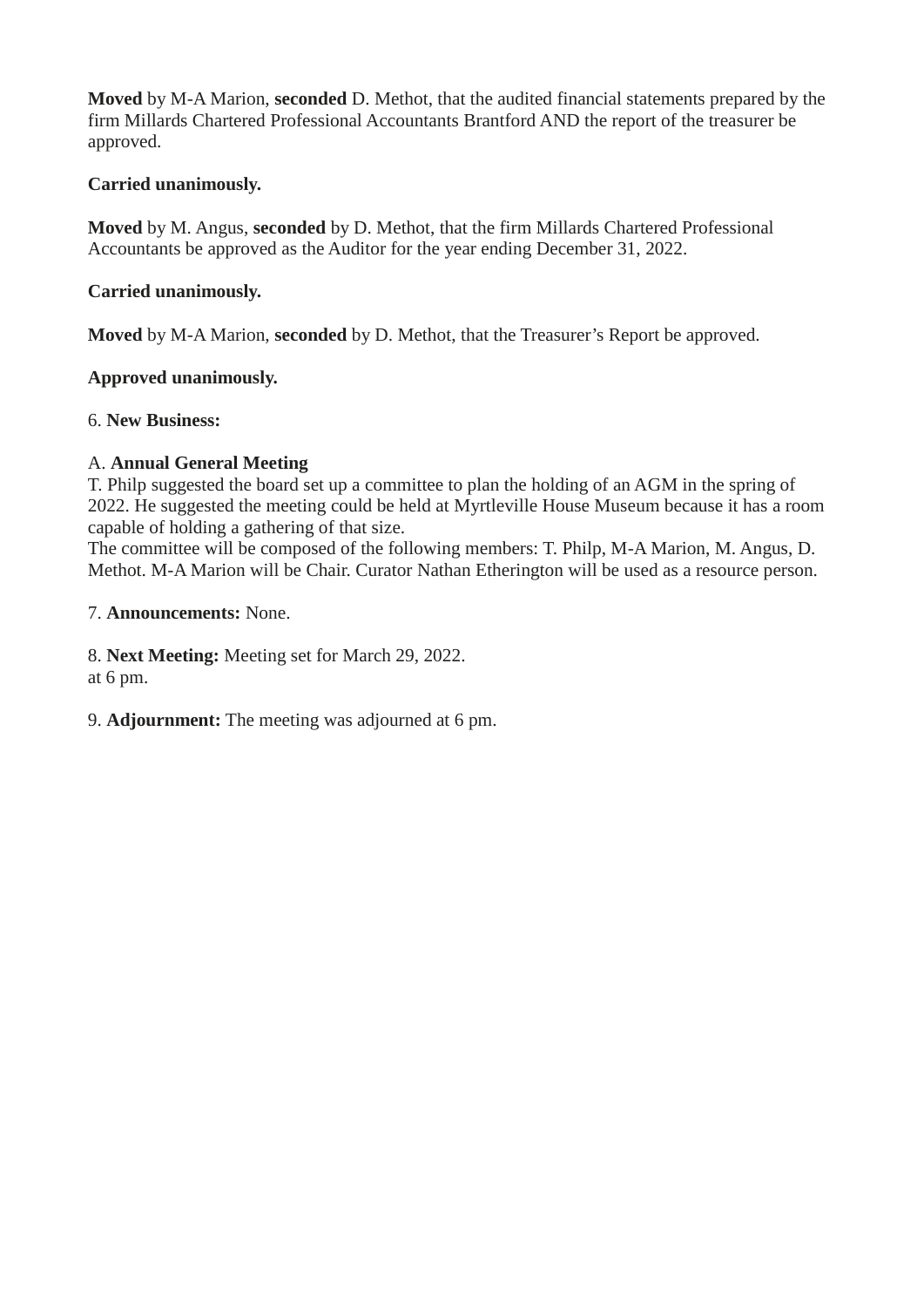**Moved** by M-A Marion, **seconded** D. Methot, that the audited financial statements prepared by the firm Millards Chartered Professional Accountants Brantford AND the report of the treasurer be approved.

**Carried unanimously.**

**Moved** by M. Angus, **seconded** by D. Methot, that the firm Millards Chartered Professional Accountants be approved as the Auditor for the year ending December 31, 2022.

**Carried unanimously.**

**Moved** by M-A Marion, **seconded** by D. Methot, that the Treasurer's Report be approved.

**Approved unanimously.**

6. **New Business:**

A. **Annual General Meeting**
T. Philp suggested the board set up a committee to plan the holding of an AGM in the spring of 2022. He suggested the meeting could be held at Myrtleville House Museum because it has a room capable of holding a gathering of that size.
The committee will be composed of the following members: T. Philp, M-A Marion, M. Angus, D. Methot. M-A Marion will be Chair. Curator Nathan Etherington will be used as a resource person.

7. **Announcements:** None.

8. **Next Meeting:** Meeting set for March 29, 2022.
at 6 pm.

9. **Adjournment:** The meeting was adjourned at 6 pm.